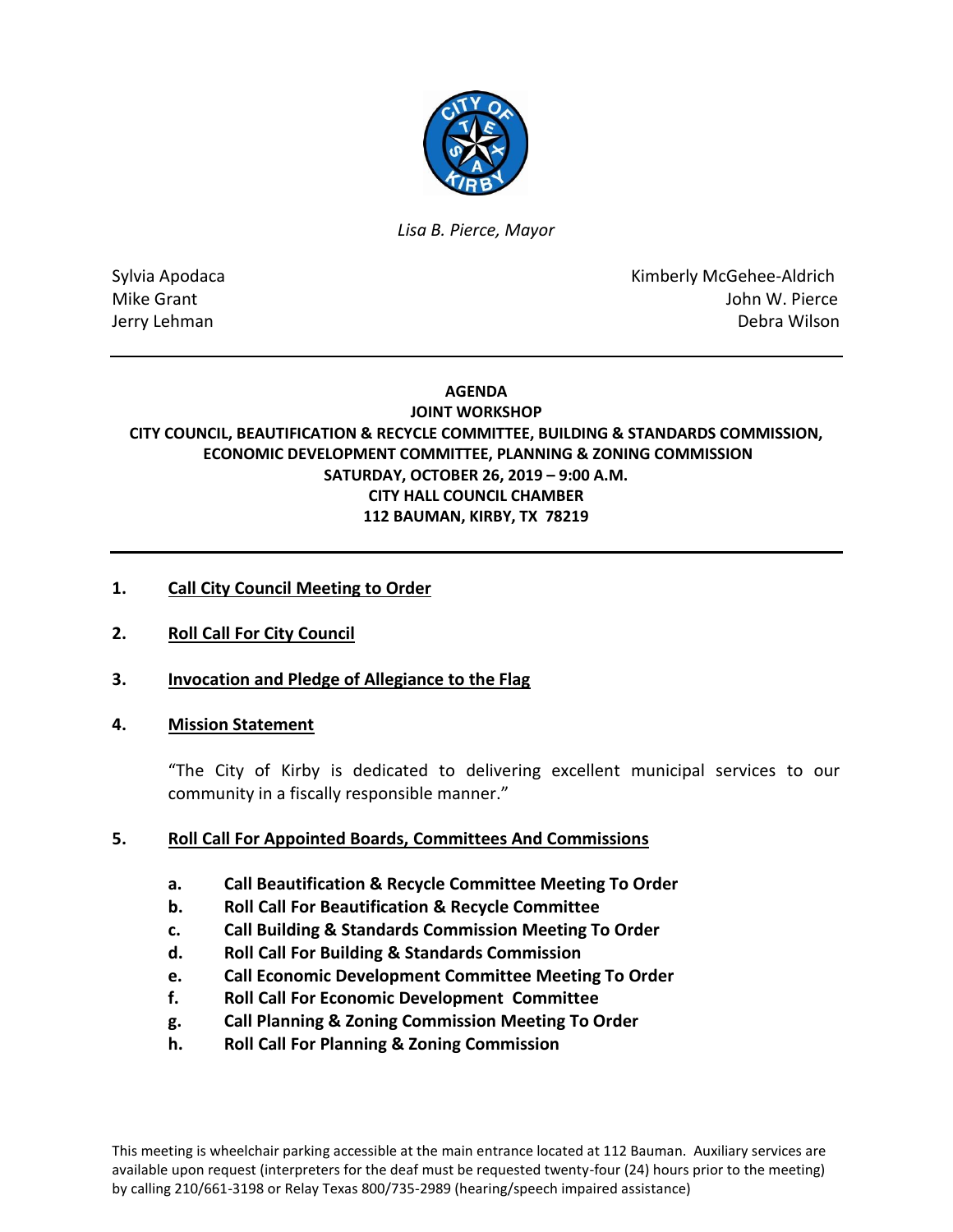*Lisa B. Pierce, Mayor*

Sylvia Apodaca
Mike Grant
Jerry Lehman

Kimberly McGehee-Aldrich
John W. Pierce
Debra Wilson

---

**AGENDA**
**JOINT WORKSHOP**
**CITY COUNCIL, BEAUTIFICATION & RECYCLE COMMITTEE, BUILDING & STANDARDS COMMISSION, ECONOMIC DEVELOPMENT COMMITTEE, PLANNING & ZONING COMMISSION**
**SATURDAY, OCTOBER 26, 2019 – 9:00 A.M.**
**CITY HALL COUNCIL CHAMBER**
**112 BAUMAN, KIRBY, TX 78219**

---

1. **Call City Council Meeting to Order**

2. **Roll Call For City Council**

3. **Invocation and Pledge of Allegiance to the Flag**

4. **Mission Statement**

   "The City of Kirby is dedicated to delivering excellent municipal services to our community in a fiscally responsible manner."

5. **Roll Call For Appointed Boards, Committees And Commissions**

   a. **Call Beautification & Recycle Committee Meeting To Order**
   b. **Roll Call For Beautification & Recycle Committee**
   c. **Call Building & Standards Commission Meeting To Order**
   d. **Roll Call For Building & Standards Commission**
   e. **Call Economic Development Committee Meeting To Order**
   f. **Roll Call For Economic Development Committee**
   g. **Call Planning & Zoning Commission Meeting To Order**
   h. **Roll Call For Planning & Zoning Commission**

This meeting is wheelchair parking accessible at the main entrance located at 112 Bauman. Auxiliary services are available upon request (interpreters for the deaf must be requested twenty-four (24) hours prior to the meeting) by calling 210/661-3198 or Relay Texas 800/735-2989 (hearing/speech impaired assistance)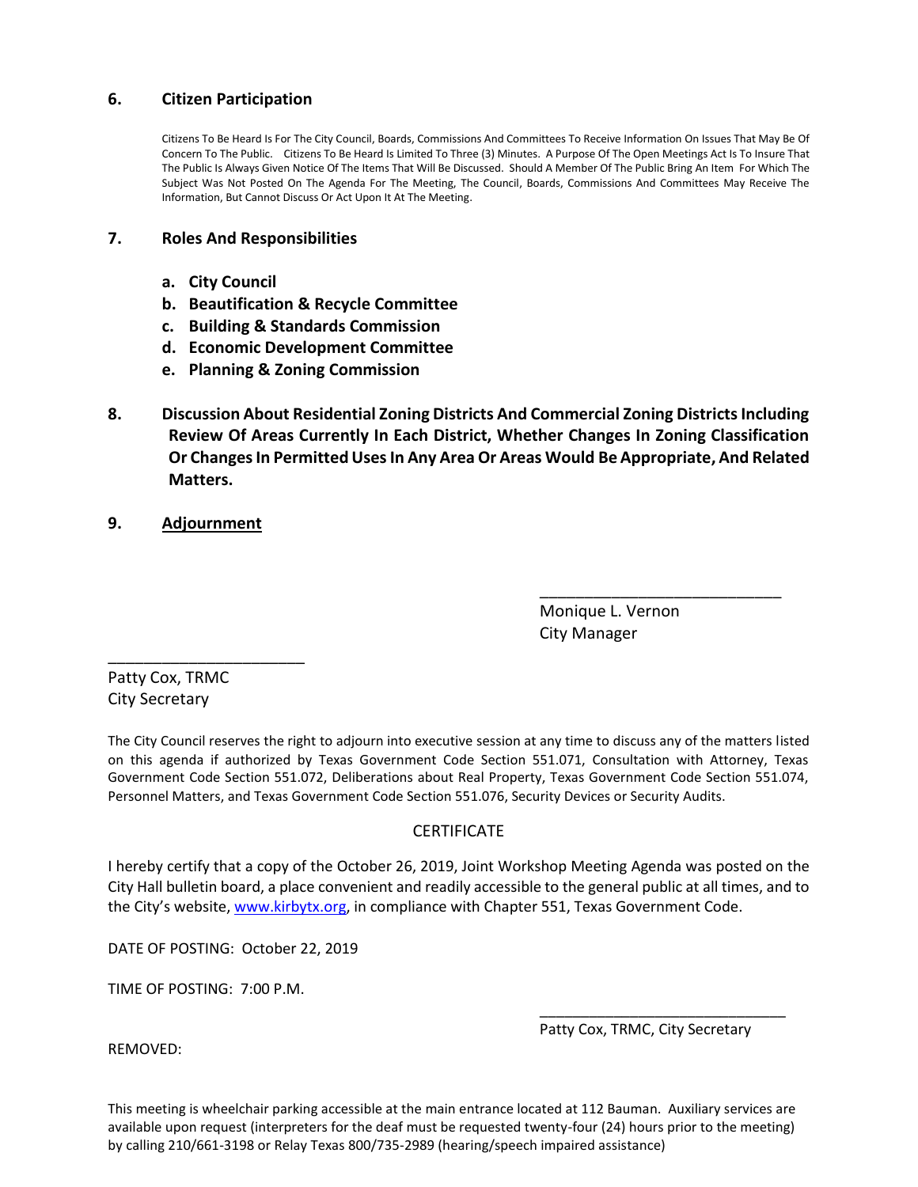## 6. Citizen Participation

Citizens To Be Heard Is For The City Council, Boards, Commissions And Committees To Receive Information On Issues That May Be Of Concern To The Public. Citizens To Be Heard Is Limited To Three (3) Minutes. A Purpose Of The Open Meetings Act Is To Insure That The Public Is Always Given Notice Of The Items That Will Be Discussed. Should A Member Of The Public Bring An Item For Which The Subject Was Not Posted On The Agenda For The Meeting, The Council, Boards, Commissions And Committees May Receive The Information, But Cannot Discuss Or Act Upon It At The Meeting.

## 7. Roles And Responsibilities

- **a. City Council**
- **b. Beautification & Recycle Committee**
- **c. Building & Standards Commission**
- **d. Economic Development Committee**
- **e. Planning & Zoning Commission**

## 8. Discussion About Residential Zoning Districts And Commercial Zoning Districts Including Review Of Areas Currently In Each District, Whether Changes In Zoning Classification Or Changes In Permitted Uses In Any Area Or Areas Would Be Appropriate, And Related Matters.

## 9. Adjournment

\_\_\_\_\_\_\_\_\_\_\_\_\_\_\_\_\_\_\_\_\_\_\_\_\_\_\_\_
Monique L. Vernon
City Manager

\_\_\_\_\_\_\_\_\_\_\_\_\_\_\_\_\_\_\_\_\_\_\_
Patty Cox, TRMC
City Secretary

The City Council reserves the right to adjourn into executive session at any time to discuss any of the matters listed on this agenda if authorized by Texas Government Code Section 551.071, Consultation with Attorney, Texas Government Code Section 551.072, Deliberations about Real Property, Texas Government Code Section 551.074, Personnel Matters, and Texas Government Code Section 551.076, Security Devices or Security Audits.

CERTIFICATE

I hereby certify that a copy of the October 26, 2019, Joint Workshop Meeting Agenda was posted on the City Hall bulletin board, a place convenient and readily accessible to the general public at all times, and to the City's website, www.kirbytx.org, in compliance with Chapter 551, Texas Government Code.

DATE OF POSTING: October 22, 2019

TIME OF POSTING: 7:00 P.M.

\_\_\_\_\_\_\_\_\_\_\_\_\_\_\_\_\_\_\_\_\_\_\_\_\_\_\_\_\_\_
Patty Cox, TRMC, City Secretary

REMOVED:

This meeting is wheelchair parking accessible at the main entrance located at 112 Bauman. Auxiliary services are available upon request (interpreters for the deaf must be requested twenty-four (24) hours prior to the meeting) by calling 210/661-3198 or Relay Texas 800/735-2989 (hearing/speech impaired assistance)